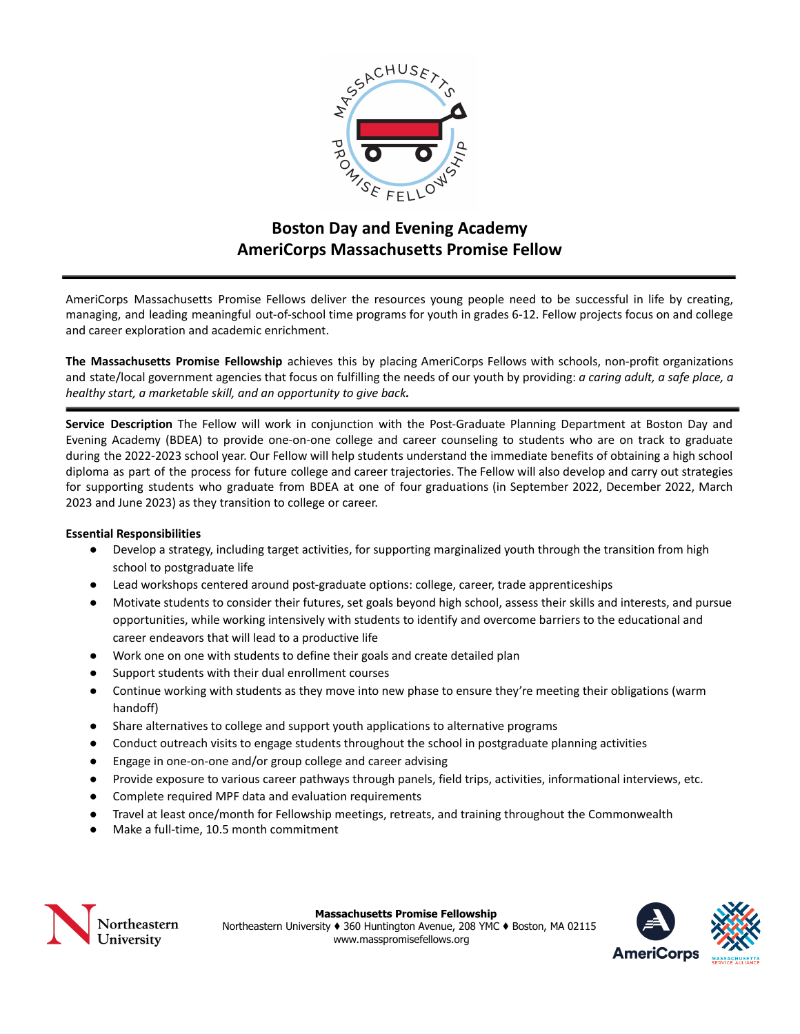# Boston Day and Evening Academy
# AmeriCorps Massachusetts Promise Fellow

---

AmeriCorps Massachusetts Promise Fellows deliver the resources young people need to be successful in life by creating, managing, and leading meaningful out-of-school time programs for youth in grades 6-12. Fellow projects focus on and college and career exploration and academic enrichment.

**The Massachusetts Promise Fellowship** achieves this by placing AmeriCorps Fellows with schools, non-profit organizations and state/local government agencies that focus on fulfilling the needs of our youth by providing: *a caring adult, a safe place, a healthy start, a marketable skill, and an opportunity to give back.*

---

**Service Description** The Fellow will work in conjunction with the Post-Graduate Planning Department at Boston Day and Evening Academy (BDEA) to provide one-on-one college and career counseling to students who are on track to graduate during the 2022-2023 school year. Our Fellow will help students understand the immediate benefits of obtaining a high school diploma as part of the process for future college and career trajectories. The Fellow will also develop and carry out strategies for supporting students who graduate from BDEA at one of four graduations (in September 2022, December 2022, March 2023 and June 2023) as they transition to college or career.

**Essential Responsibilities**

- Develop a strategy, including target activities, for supporting marginalized youth through the transition from high school to postgraduate life
- Lead workshops centered around post-graduate options: college, career, trade apprenticeships
- Motivate students to consider their futures, set goals beyond high school, assess their skills and interests, and pursue opportunities, while working intensively with students to identify and overcome barriers to the educational and career endeavors that will lead to a productive life
- Work one on one with students to define their goals and create detailed plan
- Support students with their dual enrollment courses
- Continue working with students as they move into new phase to ensure they're meeting their obligations (warm handoff)
- Share alternatives to college and support youth applications to alternative programs
- Conduct outreach visits to engage students throughout the school in postgraduate planning activities
- Engage in one-on-one and/or group college and career advising
- Provide exposure to various career pathways through panels, field trips, activities, informational interviews, etc.
- Complete required MPF data and evaluation requirements
- Travel at least once/month for Fellowship meetings, retreats, and training throughout the Commonwealth
- Make a full-time, 10.5 month commitment

**Massachusetts Promise Fellowship**
Northeastern University ♦ 360 Huntington Avenue, 208 YMC ♦ Boston, MA 02115
www.masspromisefellows.org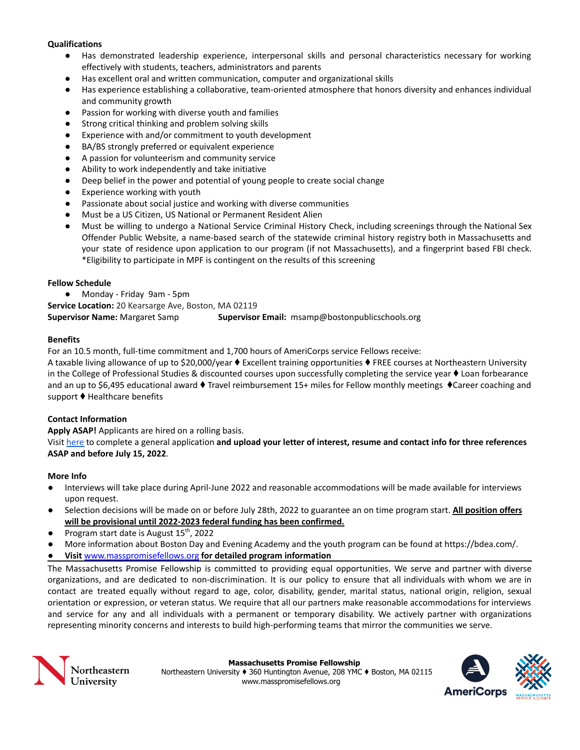**Qualifications**

- Has demonstrated leadership experience, interpersonal skills and personal characteristics necessary for working effectively with students, teachers, administrators and parents
- Has excellent oral and written communication, computer and organizational skills
- Has experience establishing a collaborative, team-oriented atmosphere that honors diversity and enhances individual and community growth
- Passion for working with diverse youth and families
- Strong critical thinking and problem solving skills
- Experience with and/or commitment to youth development
- BA/BS strongly preferred or equivalent experience
- A passion for volunteerism and community service
- Ability to work independently and take initiative
- Deep belief in the power and potential of young people to create social change
- Experience working with youth
- Passionate about social justice and working with diverse communities
- Must be a US Citizen, US National or Permanent Resident Alien
- Must be willing to undergo a National Service Criminal History Check, including screenings through the National Sex Offender Public Website, a name-based search of the statewide criminal history registry both in Massachusetts and your state of residence upon application to our program (if not Massachusetts), and a fingerprint based FBI check. *Eligibility to participate in MPF is contingent on the results of this screening

**Fellow Schedule**

- Monday - Friday 9am - 5pm

**Service Location:** 20 Kearsarge Ave, Boston, MA 02119

**Supervisor Name:** Margaret Samp **Supervisor Email:** msamp@bostonpublicschools.org

**Benefits**

For an 10.5 month, full-time commitment and 1,700 hours of AmeriCorps service Fellows receive:

A taxable living allowance of up to $20,000/year ♦ Excellent training opportunities ♦ FREE courses at Northeastern University in the College of Professional Studies & discounted courses upon successfully completing the service year ♦ Loan forbearance and an up to $6,495 educational award ♦ Travel reimbursement 15+ miles for Fellow monthly meetings ♦Career coaching and support ♦ Healthcare benefits

**Contact Information**

**Apply ASAP!** Applicants are hired on a rolling basis.

Visit here to complete a general application **and upload your letter of interest, resume and contact info for three references ASAP and before July 15, 2022**.

**More Info**

- Interviews will take place during April-June 2022 and reasonable accommodations will be made available for interviews upon request.
- Selection decisions will be made on or before July 28th, 2022 to guarantee an on time program start. **All position offers will be provisional until 2022-2023 federal funding has been confirmed.**
- Program start date is August 15th, 2022
- More information about Boston Day and Evening Academy and the youth program can be found at https://bdea.com/.
- **Visit www.masspromisefellows.org for detailed program information**

The Massachusetts Promise Fellowship is committed to providing equal opportunities. We serve and partner with diverse organizations, and are dedicated to non-discrimination. It is our policy to ensure that all individuals with whom we are in contact are treated equally without regard to age, color, disability, gender, marital status, national origin, religion, sexual orientation or expression, or veteran status. We require that all our partners make reasonable accommodations for interviews and service for any and all individuals with a permanent or temporary disability. We actively partner with organizations representing minority concerns and interests to build high-performing teams that mirror the communities we serve.

**Massachusetts Promise Fellowship**
Northeastern University ♦ 360 Huntington Avenue, 208 YMC ♦ Boston, MA 02115
www.masspromisefellows.org